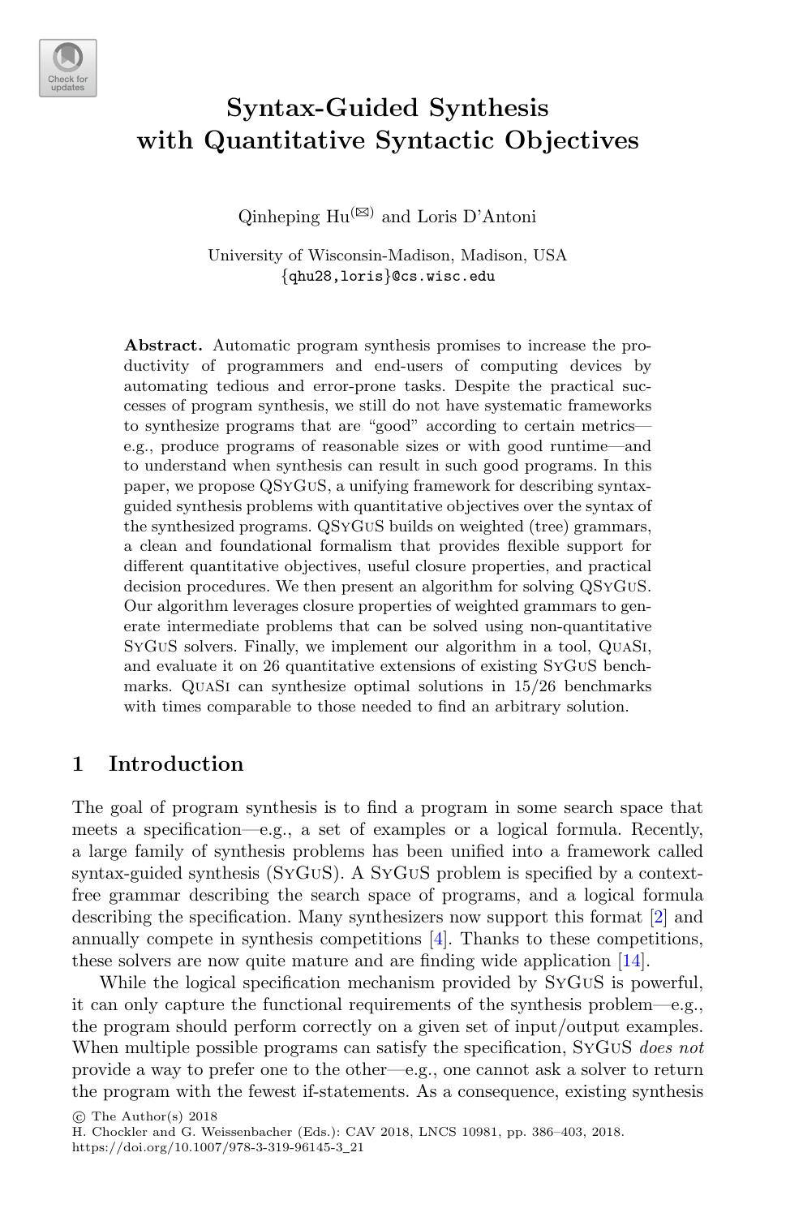# Syntax-Guided Synthesis with Quantitative Syntactic Objectives

Qinheping Hu[✉] and Loris D'Antoni

University of Wisconsin-Madison, Madison, USA
{qhu28,loris}@cs.wisc.edu

**Abstract.** Automatic program synthesis promises to increase the productivity of programmers and end-users of computing devices by automating tedious and error-prone tasks. Despite the practical successes of program synthesis, we still do not have systematic frameworks to synthesize programs that are "good" according to certain metrics—e.g., produce programs of reasonable sizes or with good runtime—and to understand when synthesis can result in such good programs. In this paper, we propose QSyGuS, a unifying framework for describing syntax-guided synthesis problems with quantitative objectives over the syntax of the synthesized programs. QSyGuS builds on weighted (tree) grammars, a clean and foundational formalism that provides flexible support for different quantitative objectives, useful closure properties, and practical decision procedures. We then present an algorithm for solving QSyGuS. Our algorithm leverages closure properties of weighted grammars to generate intermediate problems that can be solved using non-quantitative SyGuS solvers. Finally, we implement our algorithm in a tool, QuaSi, and evaluate it on 26 quantitative extensions of existing SyGuS benchmarks. QuaSi can synthesize optimal solutions in 15/26 benchmarks with times comparable to those needed to find an arbitrary solution.

## 1 Introduction

The goal of program synthesis is to find a program in some search space that meets a specification—e.g., a set of examples or a logical formula. Recently, a large family of synthesis problems has been unified into a framework called syntax-guided synthesis (SyGuS). A SyGuS problem is specified by a context-free grammar describing the search space of programs, and a logical formula describing the specification. Many synthesizers now support this format [2] and annually compete in synthesis competitions [4]. Thanks to these competitions, these solvers are now quite mature and are finding wide application [14].

While the logical specification mechanism provided by SyGuS is powerful, it can only capture the functional requirements of the synthesis problem—e.g., the program should perform correctly on a given set of input/output examples. When multiple possible programs can satisfy the specification, SyGuS *does not* provide a way to prefer one to the other—e.g., one cannot ask a solver to return the program with the fewest if-statements. As a consequence, existing synthesis

© The Author(s) 2018
H. Chockler and G. Weissenbacher (Eds.): CAV 2018, LNCS 10981, pp. 386–403, 2018.
https://doi.org/10.1007/978-3-319-96145-3_21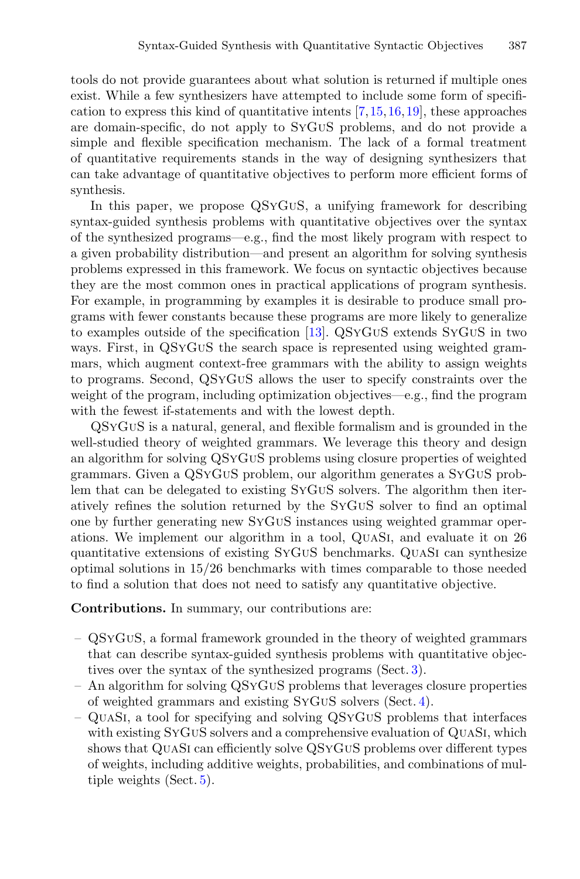tools do not provide guarantees about what solution is returned if multiple ones exist. While a few synthesizers have attempted to include some form of specification to express this kind of quantitative intents [7,15,16,19], these approaches are domain-specific, do not apply to SyGuS problems, and do not provide a simple and flexible specification mechanism. The lack of a formal treatment of quantitative requirements stands in the way of designing synthesizers that can take advantage of quantitative objectives to perform more efficient forms of synthesis.

In this paper, we propose QSyGuS, a unifying framework for describing syntax-guided synthesis problems with quantitative objectives over the syntax of the synthesized programs—e.g., find the most likely program with respect to a given probability distribution—and present an algorithm for solving synthesis problems expressed in this framework. We focus on syntactic objectives because they are the most common ones in practical applications of program synthesis. For example, in programming by examples it is desirable to produce small programs with fewer constants because these programs are more likely to generalize to examples outside of the specification [13]. QSyGuS extends SyGuS in two ways. First, in QSyGuS the search space is represented using weighted grammars, which augment context-free grammars with the ability to assign weights to programs. Second, QSyGuS allows the user to specify constraints over the weight of the program, including optimization objectives—e.g., find the program with the fewest if-statements and with the lowest depth.

QSyGuS is a natural, general, and flexible formalism and is grounded in the well-studied theory of weighted grammars. We leverage this theory and design an algorithm for solving QSyGuS problems using closure properties of weighted grammars. Given a QSyGuS problem, our algorithm generates a SyGuS problem that can be delegated to existing SyGuS solvers. The algorithm then iteratively refines the solution returned by the SyGuS solver to find an optimal one by further generating new SyGuS instances using weighted grammar operations. We implement our algorithm in a tool, QuaSi, and evaluate it on 26 quantitative extensions of existing SyGuS benchmarks. QuaSi can synthesize optimal solutions in 15/26 benchmarks with times comparable to those needed to find a solution that does not need to satisfy any quantitative objective.

**Contributions.** In summary, our contributions are:

- QSyGuS, a formal framework grounded in the theory of weighted grammars that can describe syntax-guided synthesis problems with quantitative objectives over the syntax of the synthesized programs (Sect. 3).
- An algorithm for solving QSyGuS problems that leverages closure properties of weighted grammars and existing SyGuS solvers (Sect. 4).
- QuaSi, a tool for specifying and solving QSyGuS problems that interfaces with existing SyGuS solvers and a comprehensive evaluation of QuaSi, which shows that QuaSi can efficiently solve QSyGuS problems over different types of weights, including additive weights, probabilities, and combinations of multiple weights (Sect. 5).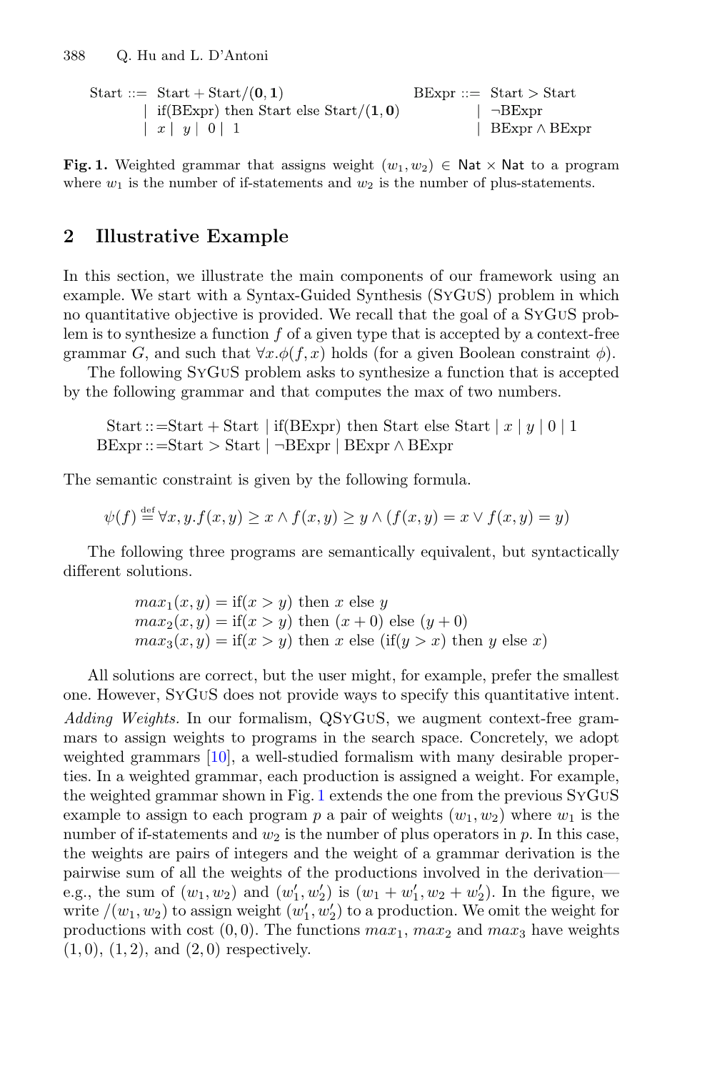$$
\begin{array}{llll}
\text{Start} ::= & \text{Start} + \text{Start}/(\mathbf{0}, \mathbf{1}) & \text{BExpr} ::= & \text{Start} > \text{Start} \\
 & \mid \text{ if(BExpr) then Start else Start}/(\mathbf{1}, \mathbf{0}) & & \mid \neg\text{BExpr} \\
 & \mid x \mid y \mid 0 \mid 1 & & \mid \text{BExpr} \wedge \text{BExpr}
\end{array}
$$

**Fig. 1.** Weighted grammar that assigns weight $(w_1, w_2) \in \mathsf{Nat} \times \mathsf{Nat}$ to a program where $w_1$ is the number of if-statements and $w_2$ is the number of plus-statements.

## 2 Illustrative Example

In this section, we illustrate the main components of our framework using an example. We start with a Syntax-Guided Synthesis (SyGuS) problem in which no quantitative objective is provided. We recall that the goal of a SyGuS problem is to synthesize a function $f$ of a given type that is accepted by a context-free grammar $G$, and such that $\forall x.\phi(f, x)$ holds (for a given Boolean constraint $\phi$).

The following SyGuS problem asks to synthesize a function that is accepted by the following grammar and that computes the max of two numbers.

$$
\begin{array}{l}
\text{Start} ::= \text{Start} + \text{Start} \mid \text{if(BExpr) then Start else Start} \mid x \mid y \mid 0 \mid 1 \\
\text{BExpr} ::= \text{Start} > \text{Start} \mid \neg\text{BExpr} \mid \text{BExpr} \wedge \text{BExpr}
\end{array}
$$

The semantic constraint is given by the following formula.

$$
\psi(f) \stackrel{\text{def}}{=} \forall x, y. f(x, y) \geq x \wedge f(x, y) \geq y \wedge (f(x, y) = x \vee f(x, y) = y)
$$

The following three programs are semantically equivalent, but syntactically different solutions.

$$
\begin{array}{l}
max_1(x, y) = \text{if}(x > y) \text{ then } x \text{ else } y \\
max_2(x, y) = \text{if}(x > y) \text{ then } (x + 0) \text{ else } (y + 0) \\
max_3(x, y) = \text{if}(x > y) \text{ then } x \text{ else } (\text{if}(y > x) \text{ then } y \text{ else } x)
\end{array}
$$

All solutions are correct, but the user might, for example, prefer the smallest one. However, SyGuS does not provide ways to specify this quantitative intent.

*Adding Weights.* In our formalism, QSyGuS, we augment context-free grammars to assign weights to programs in the search space. Concretely, we adopt weighted grammars [10], a well-studied formalism with many desirable properties. In a weighted grammar, each production is assigned a weight. For example, the weighted grammar shown in Fig. 1 extends the one from the previous SyGuS example to assign to each program $p$ a pair of weights $(w_1, w_2)$ where $w_1$ is the number of if-statements and $w_2$ is the number of plus operators in $p$. In this case, the weights are pairs of integers and the weight of a grammar derivation is the pairwise sum of all the weights of the productions involved in the derivation—e.g., the sum of $(w_1, w_2)$ and $(w_1', w_2')$ is $(w_1 + w_1', w_2 + w_2')$. In the figure, we write $/(w_1, w_2)$ to assign weight $(w_1', w_2')$ to a production. We omit the weight for productions with cost $(0, 0)$. The functions $max_1$, $max_2$ and $max_3$ have weights $(1, 0)$, $(1, 2)$, and $(2, 0)$ respectively.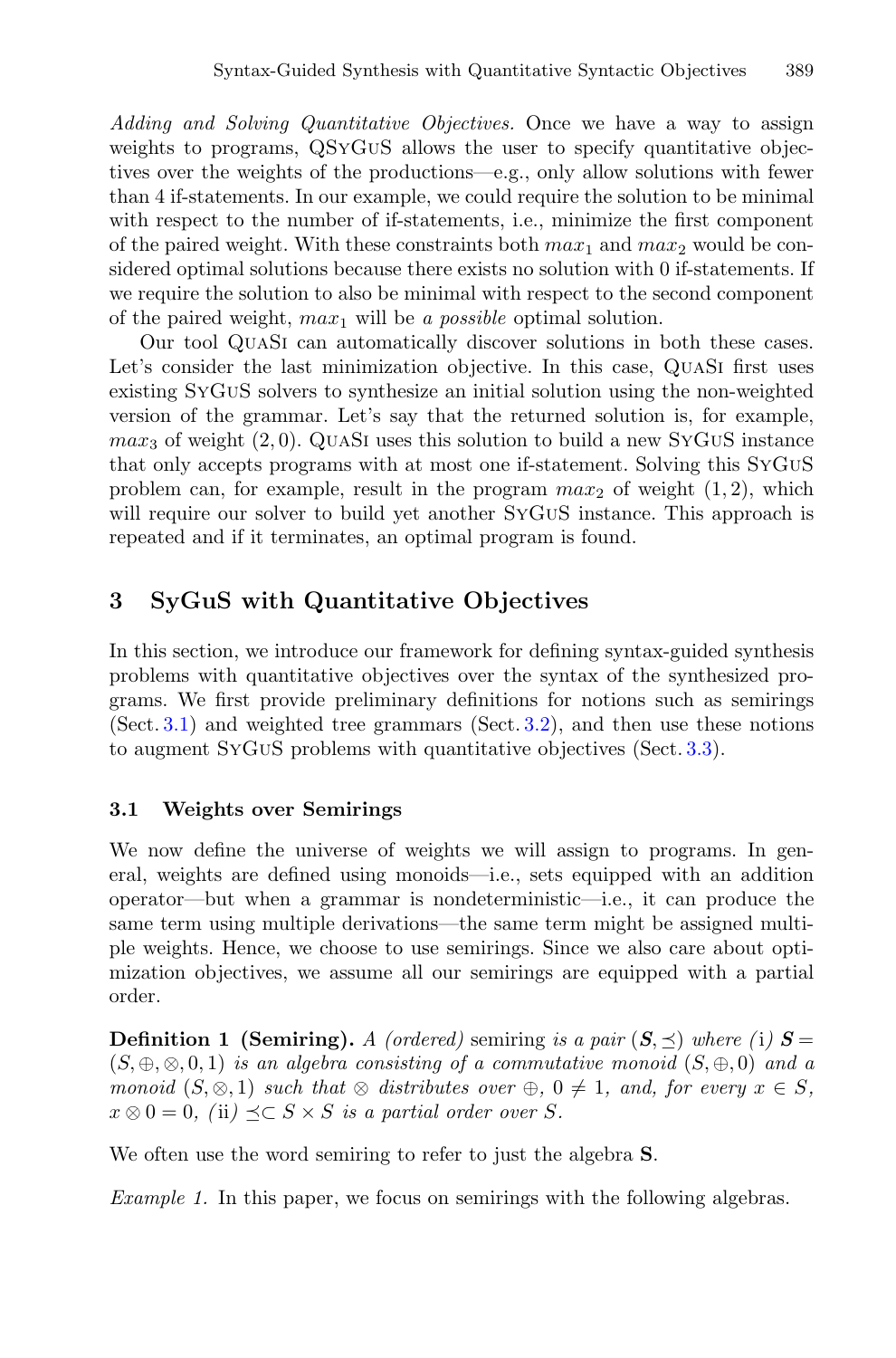*Adding and Solving Quantitative Objectives.* Once we have a way to assign weights to programs, QSyGuS allows the user to specify quantitative objectives over the weights of the productions—e.g., only allow solutions with fewer than 4 if-statements. In our example, we could require the solution to be minimal with respect to the number of if-statements, i.e., minimize the first component of the paired weight. With these constraints both $max_1$ and $max_2$ would be considered optimal solutions because there exists no solution with 0 if-statements. If we require the solution to also be minimal with respect to the second component of the paired weight, $max_1$ will be *a possible* optimal solution.

Our tool QuaSi can automatically discover solutions in both these cases. Let's consider the last minimization objective. In this case, QuaSi first uses existing SyGuS solvers to synthesize an initial solution using the non-weighted version of the grammar. Let's say that the returned solution is, for example, $max_3$ of weight $(2, 0)$. QuaSi uses this solution to build a new SyGuS instance that only accepts programs with at most one if-statement. Solving this SyGuS problem can, for example, result in the program $max_2$ of weight $(1, 2)$, which will require our solver to build yet another SyGuS instance. This approach is repeated and if it terminates, an optimal program is found.

## 3 SyGuS with Quantitative Objectives

In this section, we introduce our framework for defining syntax-guided synthesis problems with quantitative objectives over the syntax of the synthesized programs. We first provide preliminary definitions for notions such as semirings (Sect. 3.1) and weighted tree grammars (Sect. 3.2), and then use these notions to augment SyGuS problems with quantitative objectives (Sect. 3.3).

### 3.1 Weights over Semirings

We now define the universe of weights we will assign to programs. In general, weights are defined using monoids—i.e., sets equipped with an addition operator—but when a grammar is nondeterministic—i.e., it can produce the same term using multiple derivations—the same term might be assigned multiple weights. Hence, we choose to use semirings. Since we also care about optimization objectives, we assume all our semirings are equipped with a partial order.

**Definition 1 (Semiring).** *A (ordered)* semiring *is a pair* $(\boldsymbol{S}, \preceq)$ *where (*i*)* $\boldsymbol{S} = (S, \oplus, \otimes, 0, 1)$ *is an algebra consisting of a commutative monoid* $(S, \oplus, 0)$ *and a monoid* $(S, \otimes, 1)$ *such that* $\otimes$ *distributes over* $\oplus$*,* $0 \neq 1$*, and, for every* $x \in S$*,* $x \otimes 0 = 0$*, (*ii*)* $\preceq \subset S \times S$ *is a partial order over* $S$*.*

We often use the word semiring to refer to just the algebra **S**.

*Example 1.* In this paper, we focus on semirings with the following algebras.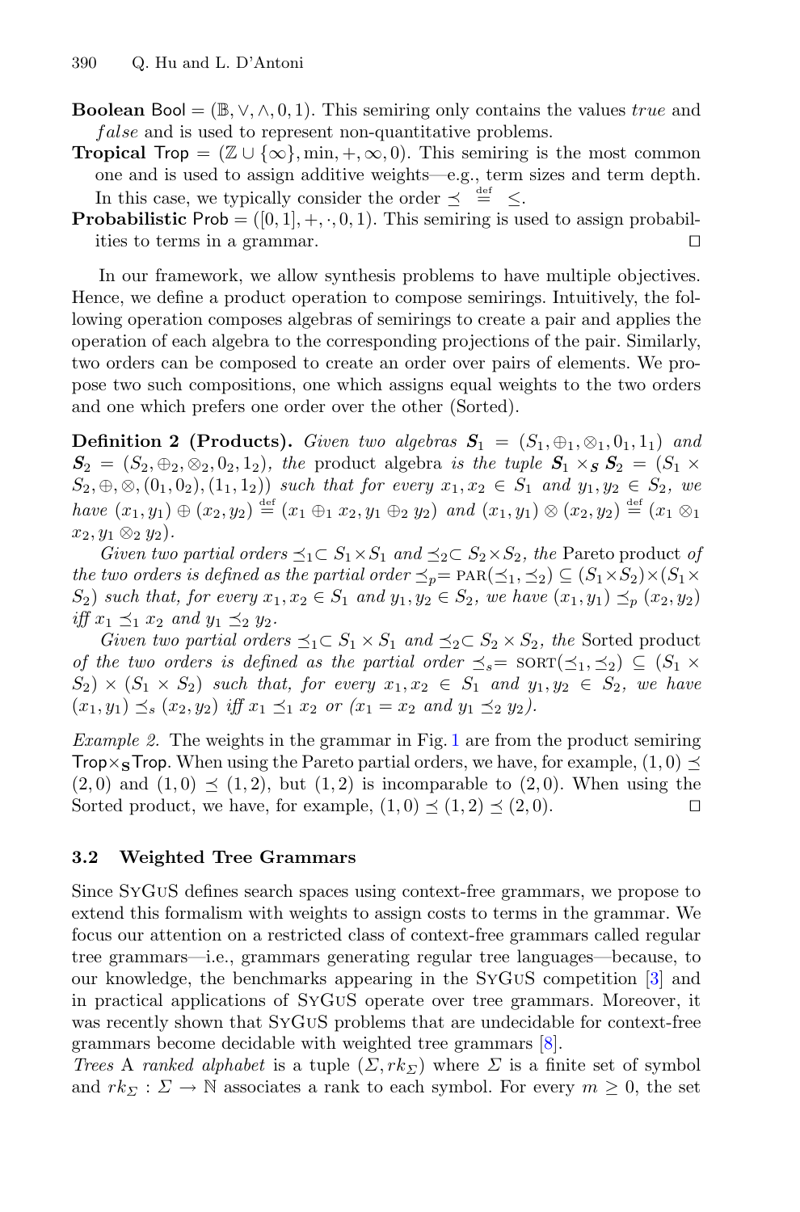**Boolean** $\mathsf{Bool} = (\mathbb{B}, \vee, \wedge, 0, 1)$. This semiring only contains the values *true* and *false* and is used to represent non-quantitative problems.

**Tropical** $\mathsf{Trop} = (\mathbb{Z} \cup \{\infty\}, \min, +, \infty, 0)$. This semiring is the most common one and is used to assign additive weights—e.g., term sizes and term depth. In this case, we typically consider the order $\preceq \stackrel{\text{def}}{=} \leq$.

**Probabilistic** $\mathsf{Prob} = ([0,1], +, \cdot, 0, 1)$. This semiring is used to assign probabilities to terms in a grammar. □

In our framework, we allow synthesis problems to have multiple objectives. Hence, we define a product operation to compose semirings. Intuitively, the following operation composes algebras of semirings to create a pair and applies the operation of each algebra to the corresponding projections of the pair. Similarly, two orders can be composed to create an order over pairs of elements. We propose two such compositions, one which assigns equal weights to the two orders and one which prefers one order over the other (Sorted).

**Definition 2 (Products).** *Given two algebras $\boldsymbol{S}_1 = (S_1, \oplus_1, \otimes_1, 0_1, 1_1)$ and $\boldsymbol{S}_2 = (S_2, \oplus_2, \otimes_2, 0_2, 1_2)$, the* product algebra *is the tuple $\boldsymbol{S}_1 \times_{\boldsymbol{S}} \boldsymbol{S}_2 = (S_1 \times S_2, \oplus, \otimes, (0_1, 0_2), (1_1, 1_2))$ such that for every $x_1, x_2 \in S_1$ and $y_1, y_2 \in S_2$, we have $(x_1, y_1) \oplus (x_2, y_2) \stackrel{\text{def}}{=} (x_1 \oplus_1 x_2, y_1 \oplus_2 y_2)$ and $(x_1, y_1) \otimes (x_2, y_2) \stackrel{\text{def}}{=} (x_1 \otimes_1 x_2, y_1 \otimes_2 y_2)$.*

*Given two partial orders $\preceq_1 \subset S_1 \times S_1$ and $\preceq_2 \subset S_2 \times S_2$, the* Pareto product *of the two orders is defined as the partial order $\preceq_p = \textsc{par}(\preceq_1, \preceq_2) \subseteq (S_1 \times S_2) \times (S_1 \times S_2)$ such that, for every $x_1, x_2 \in S_1$ and $y_1, y_2 \in S_2$, we have $(x_1, y_1) \preceq_p (x_2, y_2)$ iff $x_1 \preceq_1 x_2$ and $y_1 \preceq_2 y_2$.*

*Given two partial orders $\preceq_1 \subset S_1 \times S_1$ and $\preceq_2 \subset S_2 \times S_2$, the* Sorted product *of the two orders is defined as the partial order $\preceq_s = \textsc{sort}(\preceq_1, \preceq_2) \subseteq (S_1 \times S_2) \times (S_1 \times S_2)$ such that, for every $x_1, x_2 \in S_1$ and $y_1, y_2 \in S_2$, we have $(x_1, y_1) \preceq_s (x_2, y_2)$ iff $x_1 \preceq_1 x_2$ or ($x_1 = x_2$ and $y_1 \preceq_2 y_2$).*

*Example 2.* The weights in the grammar in Fig. 1 are from the product semiring $\mathsf{Trop} \times_{\boldsymbol{S}} \mathsf{Trop}$. When using the Pareto partial orders, we have, for example, $(1,0) \preceq (2,0)$ and $(1,0) \preceq (1,2)$, but $(1,2)$ is incomparable to $(2,0)$. When using the Sorted product, we have, for example, $(1,0) \preceq (1,2) \preceq (2,0)$. □

### 3.2 Weighted Tree Grammars

Since SyGuS defines search spaces using context-free grammars, we propose to extend this formalism with weights to assign costs to terms in the grammar. We focus our attention on a restricted class of context-free grammars called regular tree grammars—i.e., grammars generating regular tree languages—because, to our knowledge, the benchmarks appearing in the SyGuS competition [3] and in practical applications of SyGuS operate over tree grammars. Moreover, it was recently shown that SyGuS problems that are undecidable for context-free grammars become decidable with weighted tree grammars [8].

*Trees* A *ranked alphabet* is a tuple $(\Sigma, rk_\Sigma)$ where $\Sigma$ is a finite set of symbol and $rk_\Sigma : \Sigma \to \mathbb{N}$ associates a rank to each symbol. For every $m \geq 0$, the set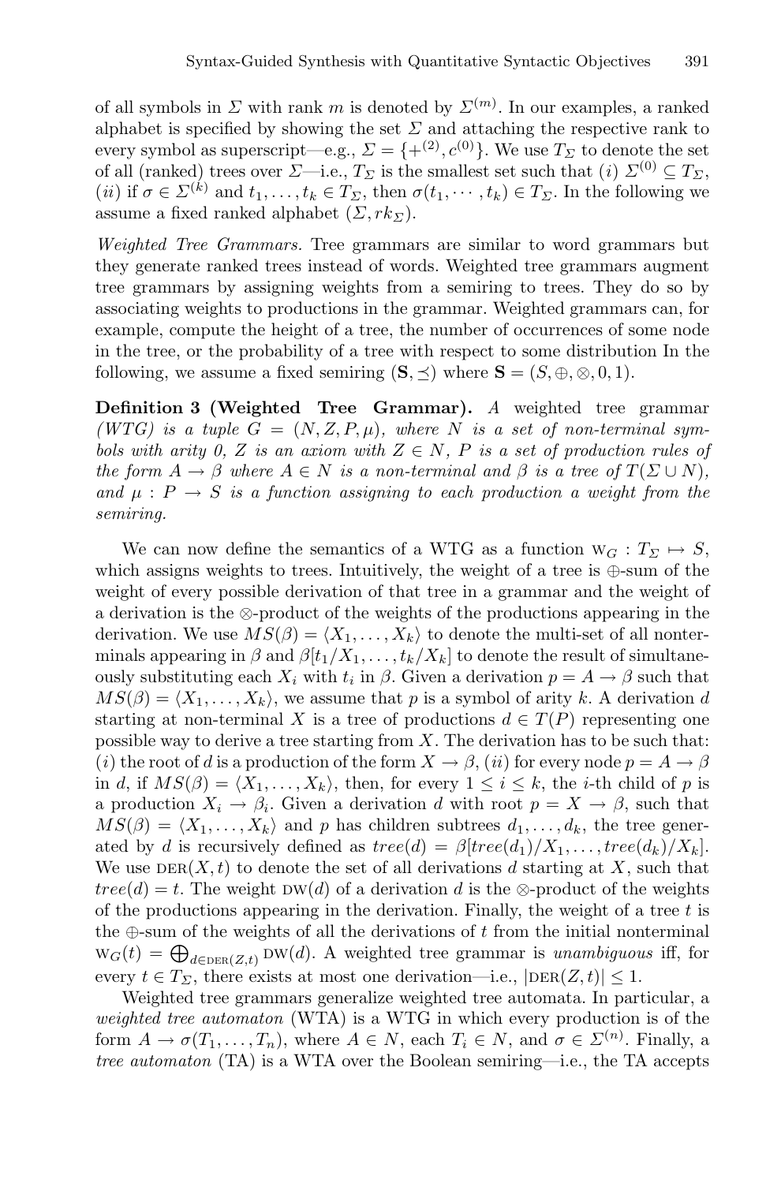of all symbols in $\Sigma$ with rank $m$ is denoted by $\Sigma^{(m)}$. In our examples, a ranked alphabet is specified by showing the set $\Sigma$ and attaching the respective rank to every symbol as superscript—e.g., $\Sigma = \{+^{(2)}, c^{(0)}\}$. We use $T_\Sigma$ to denote the set of all (ranked) trees over $\Sigma$—i.e., $T_\Sigma$ is the smallest set such that $(i)$ $\Sigma^{(0)} \subseteq T_\Sigma$, $(ii)$ if $\sigma \in \Sigma^{(k)}$ and $t_1, \ldots, t_k \in T_\Sigma$, then $\sigma(t_1, \cdots, t_k) \in T_\Sigma$. In the following we assume a fixed ranked alphabet $(\Sigma, rk_\Sigma)$.

*Weighted Tree Grammars.* Tree grammars are similar to word grammars but they generate ranked trees instead of words. Weighted tree grammars augment tree grammars by assigning weights from a semiring to trees. They do so by associating weights to productions in the grammar. Weighted grammars can, for example, compute the height of a tree, the number of occurrences of some node in the tree, or the probability of a tree with respect to some distribution In the following, we assume a fixed semiring $(\mathbf{S}, \preceq)$ where $\mathbf{S} = (S, \oplus, \otimes, 0, 1)$.

**Definition 3 (Weighted Tree Grammar).** *A weighted tree grammar (WTG) is a tuple $G = (N, Z, P, \mu)$, where $N$ is a set of non-terminal symbols with arity 0, $Z$ is an axiom with $Z \in N$, $P$ is a set of production rules of the form $A \to \beta$ where $A \in N$ is a non-terminal and $\beta$ is a tree of $T(\Sigma \cup N)$, and $\mu : P \to S$ is a function assigning to each production a weight from the semiring.*

We can now define the semantics of a WTG as a function $\mathrm{W}_G : T_\Sigma \mapsto S$, which assigns weights to trees. Intuitively, the weight of a tree is $\oplus$-sum of the weight of every possible derivation of that tree in a grammar and the weight of a derivation is the $\otimes$-product of the weights of the productions appearing in the derivation. We use $MS(\beta) = \langle X_1, \ldots, X_k \rangle$ to denote the multi-set of all nonterminals appearing in $\beta$ and $\beta[t_1/X_1, \ldots, t_k/X_k]$ to denote the result of simultaneously substituting each $X_i$ with $t_i$ in $\beta$. Given a derivation $p = A \to \beta$ such that $MS(\beta) = \langle X_1, \ldots, X_k \rangle$, we assume that $p$ is a symbol of arity $k$. A derivation $d$ starting at non-terminal $X$ is a tree of productions $d \in T(P)$ representing one possible way to derive a tree starting from $X$. The derivation has to be such that: $(i)$ the root of $d$ is a production of the form $X \to \beta$, $(ii)$ for every node $p = A \to \beta$ in $d$, if $MS(\beta) = \langle X_1, \ldots, X_k \rangle$, then, for every $1 \leq i \leq k$, the $i$-th child of $p$ is a production $X_i \to \beta_i$. Given a derivation $d$ with root $p = X \to \beta$, such that $MS(\beta) = \langle X_1, \ldots, X_k \rangle$ and $p$ has children subtrees $d_1, \ldots, d_k$, the tree generated by $d$ is recursively defined as $tree(d) = \beta[tree(d_1)/X_1, \ldots, tree(d_k)/X_k]$. We use $\mathrm{DER}(X, t)$ to denote the set of all derivations $d$ starting at $X$, such that $tree(d) = t$. The weight $\mathrm{DW}(d)$ of a derivation $d$ is the $\otimes$-product of the weights of the productions appearing in the derivation. Finally, the weight of a tree $t$ is the $\oplus$-sum of the weights of all the derivations of $t$ from the initial nonterminal $\mathrm{W}_G(t) = \bigoplus_{d \in \mathrm{DER}(Z,t)} \mathrm{DW}(d)$. A weighted tree grammar is *unambiguous* iff, for every $t \in T_\Sigma$, there exists at most one derivation—i.e., $|\mathrm{DER}(Z, t)| \leq 1$.

Weighted tree grammars generalize weighted tree automata. In particular, a *weighted tree automaton* (WTA) is a WTG in which every production is of the form $A \to \sigma(T_1, \ldots, T_n)$, where $A \in N$, each $T_i \in N$, and $\sigma \in \Sigma^{(n)}$. Finally, a *tree automaton* (TA) is a WTA over the Boolean semiring—i.e., the TA accepts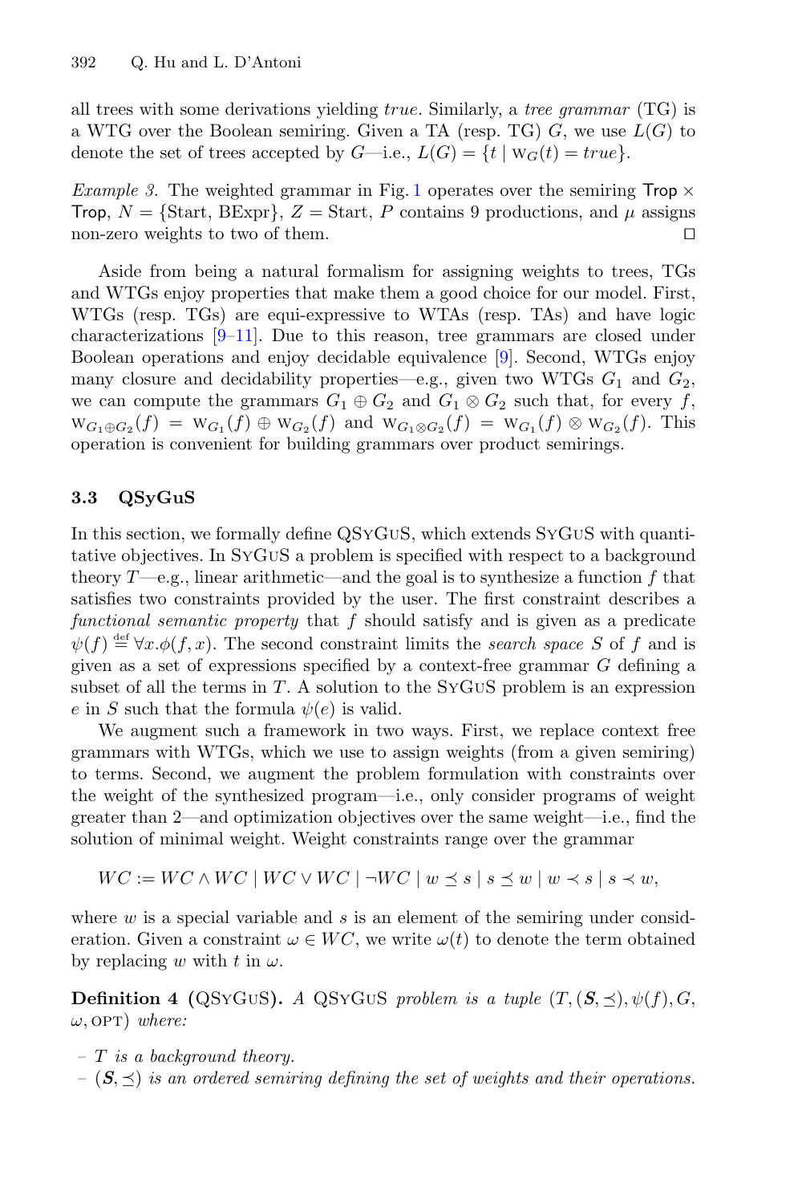all trees with some derivations yielding *true*. Similarly, a *tree grammar* (TG) is a WTG over the Boolean semiring. Given a TA (resp. TG) $G$, we use $L(G)$ to denote the set of trees accepted by $G$—i.e., $L(G) = \{t \mid \mathrm{W}_G(t) = true\}$.

*Example 3.* The weighted grammar in Fig. 1 operates over the semiring $\mathsf{Trop} \times \mathsf{Trop}$, $N = \{\text{Start}, \text{BExpr}\}$, $Z = \text{Start}$, $P$ contains 9 productions, and $\mu$ assigns non-zero weights to two of them. ◻

Aside from being a natural formalism for assigning weights to trees, TGs and WTGs enjoy properties that make them a good choice for our model. First, WTGs (resp. TGs) are equi-expressive to WTAs (resp. TAs) and have logic characterizations [9–11]. Due to this reason, tree grammars are closed under Boolean operations and enjoy decidable equivalence [9]. Second, WTGs enjoy many closure and decidability properties—e.g., given two WTGs $G_1$ and $G_2$, we can compute the grammars $G_1 \oplus G_2$ and $G_1 \otimes G_2$ such that, for every $f$, $\mathrm{W}_{G_1 \oplus G_2}(f) = \mathrm{W}_{G_1}(f) \oplus \mathrm{W}_{G_2}(f)$ and $\mathrm{W}_{G_1 \otimes G_2}(f) = \mathrm{W}_{G_1}(f) \otimes \mathrm{W}_{G_2}(f)$. This operation is convenient for building grammars over product semirings.

### 3.3 QSyGuS

In this section, we formally define QSyGuS, which extends SyGuS with quantitative objectives. In SyGuS a problem is specified with respect to a background theory $T$—e.g., linear arithmetic—and the goal is to synthesize a function $f$ that satisfies two constraints provided by the user. The first constraint describes a *functional semantic property* that $f$ should satisfy and is given as a predicate $\psi(f) \stackrel{\text{def}}{=} \forall x.\phi(f, x)$. The second constraint limits the *search space* $S$ of $f$ and is given as a set of expressions specified by a context-free grammar $G$ defining a subset of all the terms in $T$. A solution to the SyGuS problem is an expression $e$ in $S$ such that the formula $\psi(e)$ is valid.

We augment such a framework in two ways. First, we replace context free grammars with WTGs, which we use to assign weights (from a given semiring) to terms. Second, we augment the problem formulation with constraints over the weight of the synthesized program—i.e., only consider programs of weight greater than 2—and optimization objectives over the same weight—i.e., find the solution of minimal weight. Weight constraints range over the grammar

$$WC := WC \wedge WC \mid WC \vee WC \mid \neg WC \mid w \preceq s \mid s \preceq w \mid w \prec s \mid s \prec w,$$

where $w$ is a special variable and $s$ is an element of the semiring under consideration. Given a constraint $\omega \in WC$, we write $\omega(t)$ to denote the term obtained by replacing $w$ with $t$ in $\omega$.

**Definition 4 (QSyGuS).** *A* QSyGuS *problem is a tuple* $(T, (\boldsymbol{S}, \preceq), \psi(f), G, \omega, \textsc{opt})$ *where:*

- *$T$ is a background theory.*
- *$(\boldsymbol{S}, \preceq)$ is an ordered semiring defining the set of weights and their operations.*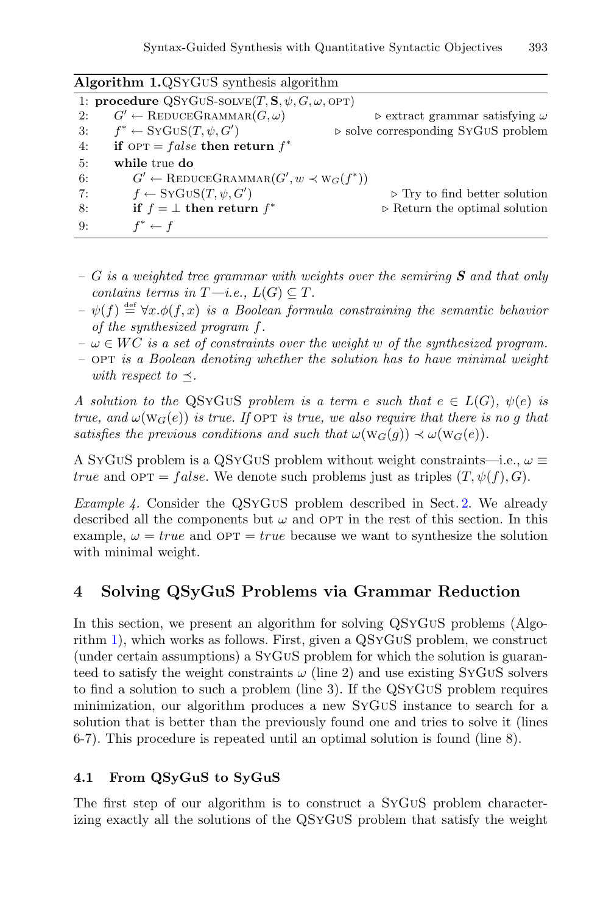**Algorithm 1.** QSyGuS synthesis algorithm

```
1: procedure QSyGuS-solve(T, S, ψ, G, ω, opt)
2:     G′ ← ReduceGrammar(G, ω)                 ▷ extract grammar satisfying ω
3:     f* ← SyGuS(T, ψ, G′)                      ▷ solve corresponding SyGuS problem
4:     if opt = false then return f*
5:     while true do
6:         G′ ← ReduceGrammar(G′, w ≺ w_G(f*))
7:         f ← SyGuS(T, ψ, G′)                   ▷ Try to find better solution
8:         if f = ⊥ then return f*               ▷ Return the optimal solution
9:         f* ← f
```

- *$G$ is a weighted tree grammar with weights over the semiring* $\boldsymbol{S}$ *and that only contains terms in $T$—i.e., $L(G) \subseteq T$.*
- *$\psi(f) \stackrel{\text{def}}{=} \forall x.\phi(f, x)$ is a Boolean formula constraining the semantic behavior of the synthesized program $f$.*
- *$\omega \in WC$ is a set of constraints over the weight $w$ of the synthesized program.*
- *$\text{OPT}$ is a Boolean denoting whether the solution has to have minimal weight with respect to $\preceq$.*

*A solution to the* QSyGuS *problem is a term $e$ such that $e \in L(G)$, $\psi(e)$ is true, and $\omega(\text{w}_G(e))$ is true. If* OPT *is true, we also require that there is no $g$ that satisfies the previous conditions and such that $\omega(\text{w}_G(g)) \prec \omega(\text{w}_G(e))$.*

A SyGuS problem is a QSyGuS problem without weight constraints—i.e., $\omega \equiv$ *true* and $\text{OPT} = false$. We denote such problems just as triples $(T, \psi(f), G)$.

*Example 4.* Consider the QSyGuS problem described in Sect. 2. We already described all the components but $\omega$ and OPT in the rest of this section. In this example, $\omega = true$ and $\text{OPT} = true$ because we want to synthesize the solution with minimal weight.

## 4 Solving QSyGuS Problems via Grammar Reduction

In this section, we present an algorithm for solving QSyGuS problems (Algorithm 1), which works as follows. First, given a QSyGuS problem, we construct (under certain assumptions) a SyGuS problem for which the solution is guaranteed to satisfy the weight constraints $\omega$ (line 2) and use existing SyGuS solvers to find a solution to such a problem (line 3). If the QSyGuS problem requires minimization, our algorithm produces a new SyGuS instance to search for a solution that is better than the previously found one and tries to solve it (lines 6-7). This procedure is repeated until an optimal solution is found (line 8).

### 4.1 From QSyGuS to SyGuS

The first step of our algorithm is to construct a SyGuS problem characterizing exactly all the solutions of the QSyGuS problem that satisfy the weight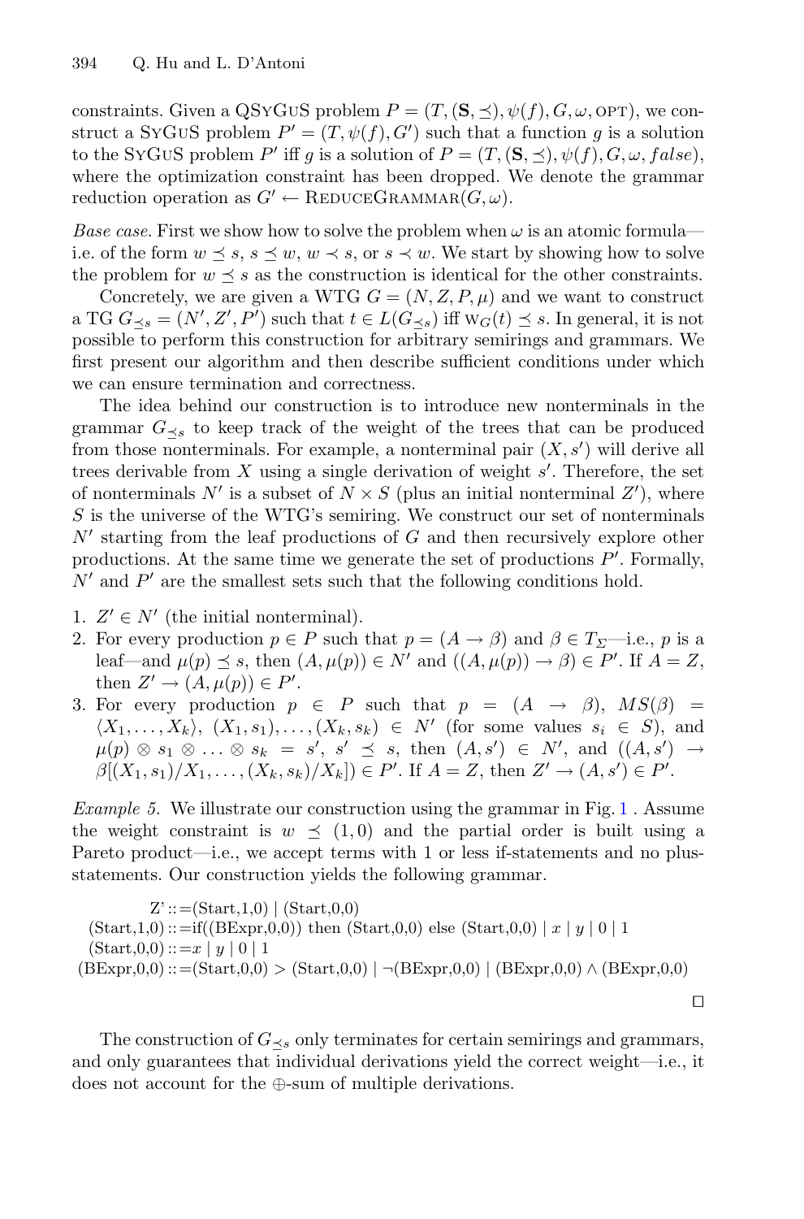constraints. Given a QSyGuS problem $P = (T, (\mathbf{S}, \preceq), \psi(f), G, \omega, \text{OPT})$, we construct a SyGuS problem $P' = (T, \psi(f), G')$ such that a function $g$ is a solution to the SyGuS problem $P'$ iff $g$ is a solution of $P = (T, (\mathbf{S}, \preceq), \psi(f), G, \omega, false)$, where the optimization constraint has been dropped. We denote the grammar reduction operation as $G' \leftarrow \text{ReduceGrammar}(G, \omega)$.

*Base case.* First we show how to solve the problem when $\omega$ is an atomic formula—i.e. of the form $w \preceq s$, $s \preceq w$, $w \prec s$, or $s \prec w$. We start by showing how to solve the problem for $w \preceq s$ as the construction is identical for the other constraints.

Concretely, we are given a WTG $G = (N, Z, P, \mu)$ and we want to construct a TG $G_{\preceq s} = (N', Z', P')$ such that $t \in L(G_{\preceq s})$ iff $\text{w}_G(t) \preceq s$. In general, it is not possible to perform this construction for arbitrary semirings and grammars. We first present our algorithm and then describe sufficient conditions under which we can ensure termination and correctness.

The idea behind our construction is to introduce new nonterminals in the grammar $G_{\preceq s}$ to keep track of the weight of the trees that can be produced from those nonterminals. For example, a nonterminal pair $(X, s')$ will derive all trees derivable from $X$ using a single derivation of weight $s'$. Therefore, the set of nonterminals $N'$ is a subset of $N \times S$ (plus an initial nonterminal $Z'$), where $S$ is the universe of the WTG's semiring. We construct our set of nonterminals $N'$ starting from the leaf productions of $G$ and then recursively explore other productions. At the same time we generate the set of productions $P'$. Formally, $N'$ and $P'$ are the smallest sets such that the following conditions hold.

1. $Z' \in N'$ (the initial nonterminal).
2. For every production $p \in P$ such that $p = (A \to \beta)$ and $\beta \in T_\Sigma$—i.e., $p$ is a leaf—and $\mu(p) \preceq s$, then $(A, \mu(p)) \in N'$ and $((A, \mu(p)) \to \beta) \in P'$. If $A = Z$, then $Z' \to (A, \mu(p)) \in P'$.
3. For every production $p \in P$ such that $p = (A \to \beta)$, $MS(\beta) = \langle X_1, \ldots, X_k \rangle$, $(X_1, s_1), \ldots, (X_k, s_k) \in N'$ (for some values $s_i \in S$), and $\mu(p) \otimes s_1 \otimes \ldots \otimes s_k = s'$, $s' \preceq s$, then $(A, s') \in N'$, and $((A, s') \to \beta[(X_1, s_1)/X_1, \ldots, (X_k, s_k)/X_k]) \in P'$. If $A = Z$, then $Z' \to (A, s') \in P'$.

*Example 5.* We illustrate our construction using the grammar in Fig. 1. Assume the weight constraint is $w \preceq (1, 0)$ and the partial order is built using a Pareto product—i.e., we accept terms with 1 or less if-statements and no plus-statements. Our construction yields the following grammar.

Z' ::= (Start,1,0) | (Start,0,0)
(Start,1,0) ::= if((BExpr,0,0)) then (Start,0,0) else (Start,0,0) | $x$ | $y$ | 0 | 1
(Start,0,0) ::= $x$ | $y$ | 0 | 1
(BExpr,0,0) ::= (Start,0,0) > (Start,0,0) | ¬(BExpr,0,0) | (BExpr,0,0) ∧ (BExpr,0,0)

□

The construction of $G_{\preceq s}$ only terminates for certain semirings and grammars, and only guarantees that individual derivations yield the correct weight—i.e., it does not account for the $\oplus$-sum of multiple derivations.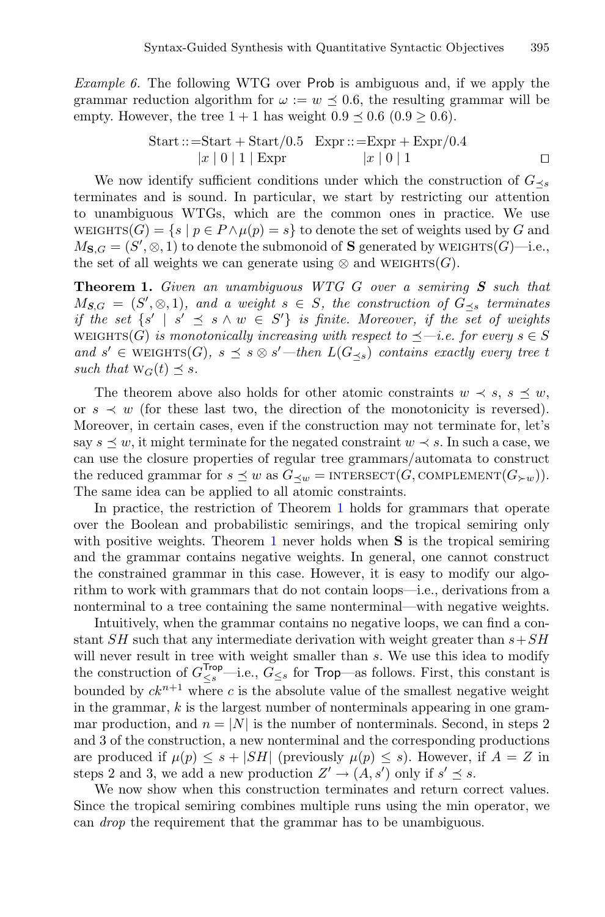*Example 6.* The following WTG over Prob is ambiguous and, if we apply the grammar reduction algorithm for $\omega := w \preceq 0.6$, the resulting grammar will be empty. However, the tree $1 + 1$ has weight $0.9 \preceq 0.6$ $(0.9 \geq 0.6)$.

$$\begin{array}{ll} \text{Start} ::= \text{Start} + \text{Start}/0.5 & \text{Expr} ::= \text{Expr} + \text{Expr}/0.4 \\ \quad |x \mid 0 \mid 1 \mid \text{Expr} & \quad |x \mid 0 \mid 1 \end{array}$$

□

We now identify sufficient conditions under which the construction of $G_{\preceq s}$ terminates and is sound. In particular, we start by restricting our attention to unambiguous WTGs, which are the common ones in practice. We use $\text{WEIGHTS}(G) = \{s \mid p \in P \wedge \mu(p) = s\}$ to denote the set of weights used by $G$ and $M_{\mathbf{S},G} = (S', \otimes, 1)$ to denote the submonoid of $\mathbf{S}$ generated by $\text{WEIGHTS}(G)$—i.e., the set of all weights we can generate using $\otimes$ and $\text{WEIGHTS}(G)$.

**Theorem 1.** *Given an unambiguous WTG $G$ over a semiring $\boldsymbol{S}$ such that $M_{\boldsymbol{S},G} = (S', \otimes, 1)$, and a weight $s \in S$, the construction of $G_{\preceq s}$ terminates if the set $\{s' \mid s' \preceq s \wedge w \in S'\}$ is finite. Moreover, if the set of weights $\text{WEIGHTS}(G)$ is monotonically increasing with respect to $\preceq$—i.e. for every $s \in S$ and $s' \in \text{WEIGHTS}(G)$, $s \preceq s \otimes s'$—then $L(G_{\preceq s})$ contains exactly every tree $t$ such that $\text{W}_G(t) \preceq s$.*

The theorem above also holds for other atomic constraints $w \prec s$, $s \preceq w$, or $s \prec w$ (for these last two, the direction of the monotonicity is reversed). Moreover, in certain cases, even if the construction may not terminate for, let's say $s \preceq w$, it might terminate for the negated constraint $w \prec s$. In such a case, we can use the closure properties of regular tree grammars/automata to construct the reduced grammar for $s \preceq w$ as $G_{\preceq w} = \text{INTERSECT}(G, \text{COMPLEMENT}(G_{\succ w}))$. The same idea can be applied to all atomic constraints.

In practice, the restriction of Theorem 1 holds for grammars that operate over the Boolean and probabilistic semirings, and the tropical semiring only with positive weights. Theorem 1 never holds when $\mathbf{S}$ is the tropical semiring and the grammar contains negative weights. In general, one cannot construct the constrained grammar in this case. However, it is easy to modify our algorithm to work with grammars that do not contain loops—i.e., derivations from a nonterminal to a tree containing the same nonterminal—with negative weights.

Intuitively, when the grammar contains no negative loops, we can find a constant $SH$ such that any intermediate derivation with weight greater than $s + SH$ will never result in tree with weight smaller than $s$. We use this idea to modify the construction of $G^{\mathsf{Trop}}_{\leq s}$—i.e., $G_{\leq s}$ for Trop—as follows. First, this constant is bounded by $ck^{n+1}$ where $c$ is the absolute value of the smallest negative weight in the grammar, $k$ is the largest number of nonterminals appearing in one grammar production, and $n = |N|$ is the number of nonterminals. Second, in steps 2 and 3 of the construction, a new nonterminal and the corresponding productions are produced if $\mu(p) \leq s + |SH|$ (previously $\mu(p) \leq s$). However, if $A = Z$ in steps 2 and 3, we add a new production $Z' \rightarrow (A, s')$ only if $s' \preceq s$.

We now show when this construction terminates and return correct values. Since the tropical semiring combines multiple runs using the min operator, we can *drop* the requirement that the grammar has to be unambiguous.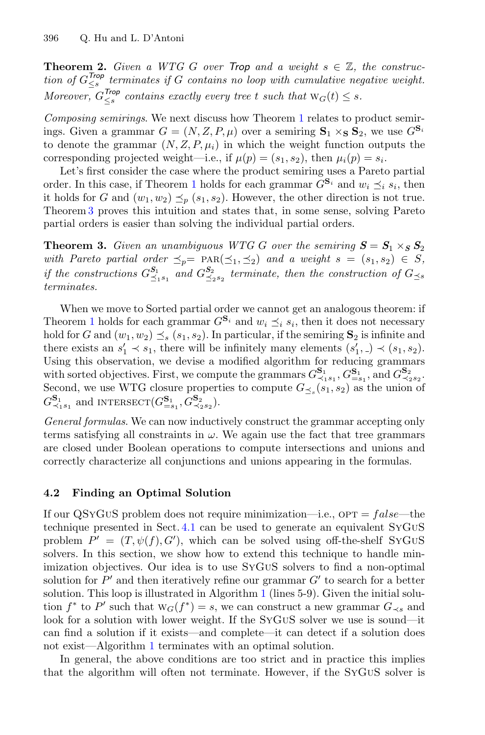**Theorem 2.** *Given a WTG $G$ over* Trop *and a weight $s \in \mathbb{Z}$, the construction of $G^{Trop}_{\leq s}$ terminates if $G$ contains no loop with cumulative negative weight. Moreover, $G^{Trop}_{\leq s}$ contains exactly every tree $t$ such that $\mathrm{W}_G(t) \leq s$.*

*Composing semirings*. We next discuss how Theorem 1 relates to product semirings. Given a grammar $G = (N, Z, P, \mu)$ over a semiring $\mathbf{S}_1 \times_{\mathbf{S}} \mathbf{S}_2$, we use $G^{\mathbf{S}_i}$ to denote the grammar $(N, Z, P, \mu_i)$ in which the weight function outputs the corresponding projected weight—i.e., if $\mu(p) = (s_1, s_2)$, then $\mu_i(p) = s_i$.

Let's first consider the case where the product semiring uses a Pareto partial order. In this case, if Theorem 1 holds for each grammar $G^{\mathbf{S}_i}$ and $w_i \preceq_i s_i$, then it holds for $G$ and $(w_1, w_2) \preceq_p (s_1, s_2)$. However, the other direction is not true. Theorem 3 proves this intuition and states that, in some sense, solving Pareto partial orders is easier than solving the individual partial orders.

**Theorem 3.** *Given an unambiguous WTG $G$ over the semiring $\boldsymbol{S} = \boldsymbol{S}_1 \times_{\boldsymbol{S}} \boldsymbol{S}_2$ with Pareto partial order $\preceq_p = \mathrm{PAR}(\preceq_1, \preceq_2)$ and a weight $s = (s_1, s_2) \in S$, if the constructions $G^{\boldsymbol{S}_1}_{\preceq_1 s_1}$ and $G^{\boldsymbol{S}_2}_{\preceq_2 s_2}$ terminate, then the construction of $G_{\preceq s}$ terminates.*

When we move to Sorted partial order we cannot get an analogous theorem: if Theorem 1 holds for each grammar $G^{\mathbf{S}_i}$ and $w_i \preceq_i s_i$, then it does not necessary hold for $G$ and $(w_1, w_2) \preceq_s (s_1, s_2)$. In particular, if the semiring $\mathbf{S}_2$ is infinite and there exists an $s_1' \prec s_1$, there will be infinitely many elements $(s_1', \_) \prec (s_1, s_2)$. Using this observation, we devise a modified algorithm for reducing grammars with sorted objectives. First, we compute the grammars $G^{\mathbf{S}_1}_{\prec_1 s_1}$, $G^{\mathbf{S}_1}_{= s_1}$, and $G^{\mathbf{S}_2}_{\prec_2 s_2}$. Second, we use WTG closure properties to compute $G_{\preceq_s}(s_1, s_2)$ as the union of $G^{\mathbf{S}_1}_{\prec_1 s_1}$ and $\mathrm{INTERSECT}(G^{\mathbf{S}_1}_{= s_1}, G^{\mathbf{S}_2}_{\prec_2 s_2})$.

*General formulas*. We can now inductively construct the grammar accepting only terms satisfying all constraints in $\omega$. We again use the fact that tree grammars are closed under Boolean operations to compute intersections and unions and correctly characterize all conjunctions and unions appearing in the formulas.

### 4.2 Finding an Optimal Solution

If our QSyGuS problem does not require minimization—i.e., $\mathrm{OPT} = \mathit{false}$—the technique presented in Sect. 4.1 can be used to generate an equivalent SyGuS problem $P' = (T, \psi(f), G')$, which can be solved using off-the-shelf SyGuS solvers. In this section, we show how to extend this technique to handle minimization objectives. Our idea is to use SyGuS solvers to find a non-optimal solution for $P'$ and then iteratively refine our grammar $G'$ to search for a better solution. This loop is illustrated in Algorithm 1 (lines 5-9). Given the initial solution $f^*$ to $P'$ such that $\mathrm{W}_G(f^*) = s$, we can construct a new grammar $G_{\prec s}$ and look for a solution with lower weight. If the SyGuS solver we use is sound—it can find a solution if it exists—and complete—it can detect if a solution does not exist—Algorithm 1 terminates with an optimal solution.

In general, the above conditions are too strict and in practice this implies that the algorithm will often not terminate. However, if the SyGuS solver is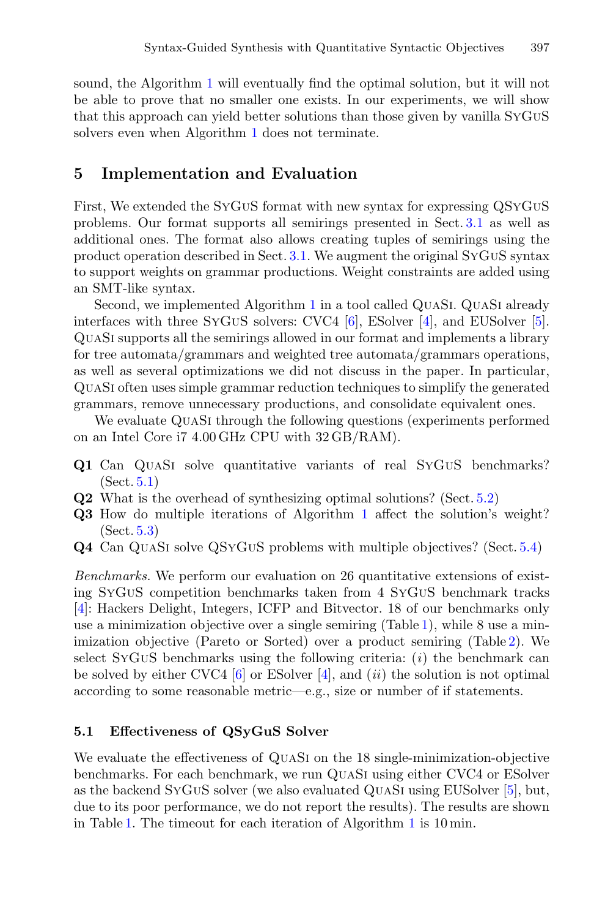sound, the Algorithm 1 will eventually find the optimal solution, but it will not be able to prove that no smaller one exists. In our experiments, we will show that this approach can yield better solutions than those given by vanilla SyGuS solvers even when Algorithm 1 does not terminate.

## 5 Implementation and Evaluation

First, We extended the SyGuS format with new syntax for expressing QSyGuS problems. Our format supports all semirings presented in Sect. 3.1 as well as additional ones. The format also allows creating tuples of semirings using the product operation described in Sect. 3.1. We augment the original SyGuS syntax to support weights on grammar productions. Weight constraints are added using an SMT-like syntax.

Second, we implemented Algorithm 1 in a tool called QuaSi. QuaSi already interfaces with three SyGuS solvers: CVC4 [6], ESolver [4], and EUSolver [5]. QuaSi supports all the semirings allowed in our format and implements a library for tree automata/grammars and weighted tree automata/grammars operations, as well as several optimizations we did not discuss in the paper. In particular, QuaSi often uses simple grammar reduction techniques to simplify the generated grammars, remove unnecessary productions, and consolidate equivalent ones.

We evaluate QuaSi through the following questions (experiments performed on an Intel Core i7 4.00 GHz CPU with 32 GB/RAM).

- **Q1** Can QuaSi solve quantitative variants of real SyGuS benchmarks? (Sect. 5.1)
- **Q2** What is the overhead of synthesizing optimal solutions? (Sect. 5.2)
- **Q3** How do multiple iterations of Algorithm 1 affect the solution's weight? (Sect. 5.3)
- **Q4** Can QuaSi solve QSyGuS problems with multiple objectives? (Sect. 5.4)

*Benchmarks.* We perform our evaluation on 26 quantitative extensions of existing SyGuS competition benchmarks taken from 4 SyGuS benchmark tracks [4]: Hackers Delight, Integers, ICFP and Bitvector. 18 of our benchmarks only use a minimization objective over a single semiring (Table 1), while 8 use a minimization objective (Pareto or Sorted) over a product semiring (Table 2). We select SyGuS benchmarks using the following criteria: ($i$) the benchmark can be solved by either CVC4 [6] or ESolver [4], and ($ii$) the solution is not optimal according to some reasonable metric—e.g., size or number of if statements.

### 5.1 Effectiveness of QSyGuS Solver

We evaluate the effectiveness of QuaSi on the 18 single-minimization-objective benchmarks. For each benchmark, we run QuaSi using either CVC4 or ESolver as the backend SyGuS solver (we also evaluated QuaSi using EUSolver [5], but, due to its poor performance, we do not report the results). The results are shown in Table 1. The timeout for each iteration of Algorithm 1 is 10 min.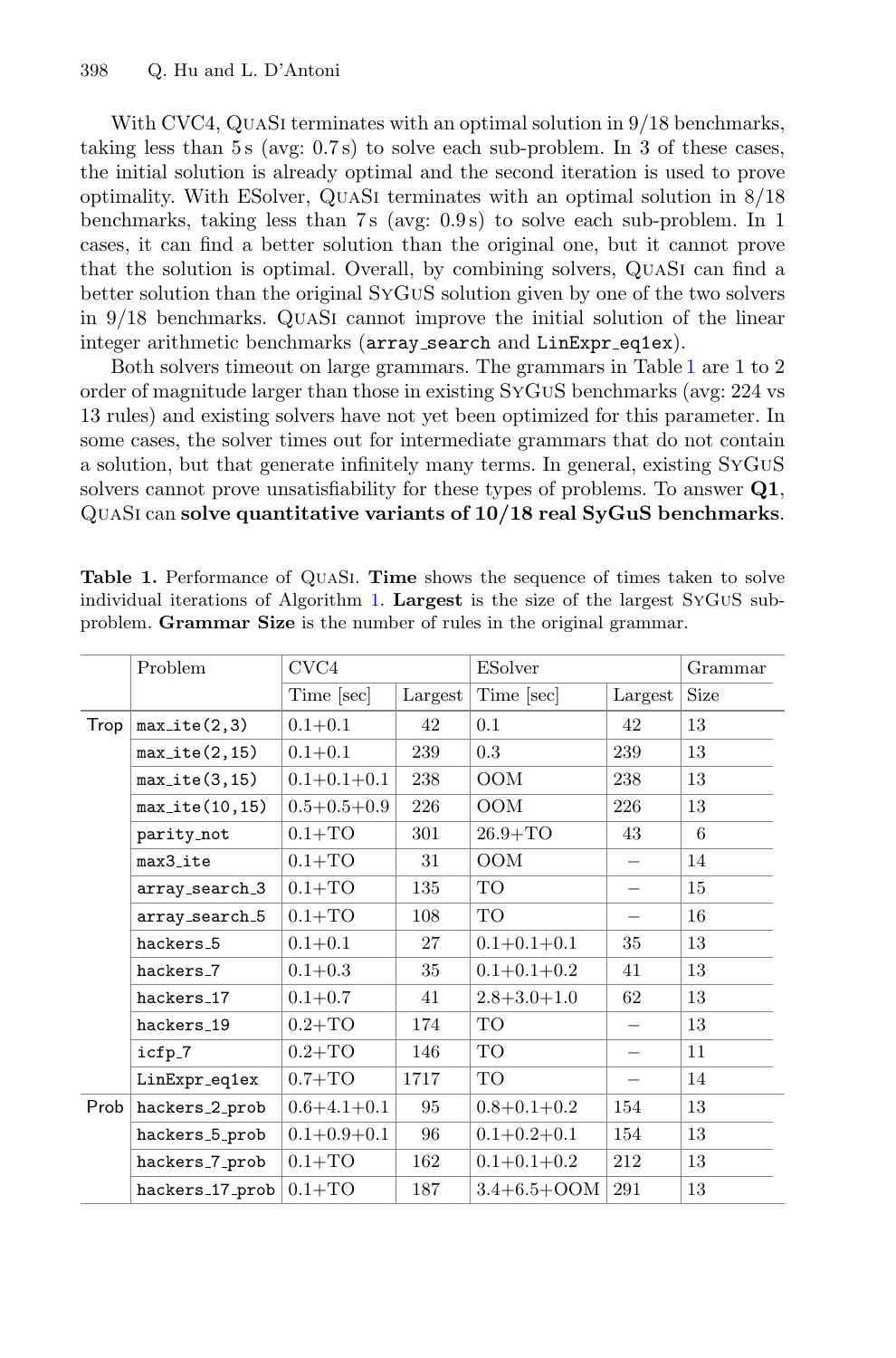With CVC4, QuaSi terminates with an optimal solution in 9/18 benchmarks, taking less than 5 s (avg: 0.7 s) to solve each sub-problem. In 3 of these cases, the initial solution is already optimal and the second iteration is used to prove optimality. With ESolver, QuaSi terminates with an optimal solution in 8/18 benchmarks, taking less than 7 s (avg: 0.9 s) to solve each sub-problem. In 1 cases, it can find a better solution than the original one, but it cannot prove that the solution is optimal. Overall, by combining solvers, QuaSi can find a better solution than the original SyGuS solution given by one of the two solvers in 9/18 benchmarks. QuaSi cannot improve the initial solution of the linear integer arithmetic benchmarks (`array_search` and `LinExpr_eq1ex`).

Both solvers timeout on large grammars. The grammars in Table 1 are 1 to 2 order of magnitude larger than those in existing SyGuS benchmarks (avg: 224 vs 13 rules) and existing solvers have not yet been optimized for this parameter. In some cases, the solver times out for intermediate grammars that do not contain a solution, but that generate infinitely many terms. In general, existing SyGuS solvers cannot prove unsatisfiability for these types of problems. To answer **Q1**, QuaSi can **solve quantitative variants of 10/18 real SyGuS benchmarks**.

**Table 1.** Performance of QuaSi. **Time** shows the sequence of times taken to solve individual iterations of Algorithm 1. **Largest** is the size of the largest SyGuS sub-problem. **Grammar Size** is the number of rules in the original grammar.

| | Problem | CVC4 | | ESolver | | Grammar |
|---|---|---|---|---|---|---|
| | | Time [sec] | Largest | Time [sec] | Largest | Size |
| Trop | `max_ite(2,3)` | 0.1+0.1 | 42 | 0.1 | 42 | 13 |
| | `max_ite(2,15)` | 0.1+0.1 | 239 | 0.3 | 239 | 13 |
| | `max_ite(3,15)` | 0.1+0.1+0.1 | 238 | OOM | 238 | 13 |
| | `max_ite(10,15)` | 0.5+0.5+0.9 | 226 | OOM | 226 | 13 |
| | `parity_not` | 0.1+TO | 301 | 26.9+TO | 43 | 6 |
| | `max3_ite` | 0.1+TO | 31 | OOM | – | 14 |
| | `array_search_3` | 0.1+TO | 135 | TO | – | 15 |
| | `array_search_5` | 0.1+TO | 108 | TO | – | 16 |
| | `hackers_5` | 0.1+0.1 | 27 | 0.1+0.1+0.1 | 35 | 13 |
| | `hackers_7` | 0.1+0.3 | 35 | 0.1+0.1+0.2 | 41 | 13 |
| | `hackers_17` | 0.1+0.7 | 41 | 2.8+3.0+1.0 | 62 | 13 |
| | `hackers_19` | 0.2+TO | 174 | TO | – | 13 |
| | `icfp_7` | 0.2+TO | 146 | TO | – | 11 |
| | `LinExpr_eq1ex` | 0.7+TO | 1717 | TO | – | 14 |
| Prob | `hackers_2_prob` | 0.6+4.1+0.1 | 95 | 0.8+0.1+0.2 | 154 | 13 |
| | `hackers_5_prob` | 0.1+0.9+0.1 | 96 | 0.1+0.2+0.1 | 154 | 13 |
| | `hackers_7_prob` | 0.1+TO | 162 | 0.1+0.1+0.2 | 212 | 13 |
| | `hackers_17_prob` | 0.1+TO | 187 | 3.4+6.5+OOM | 291 | 13 |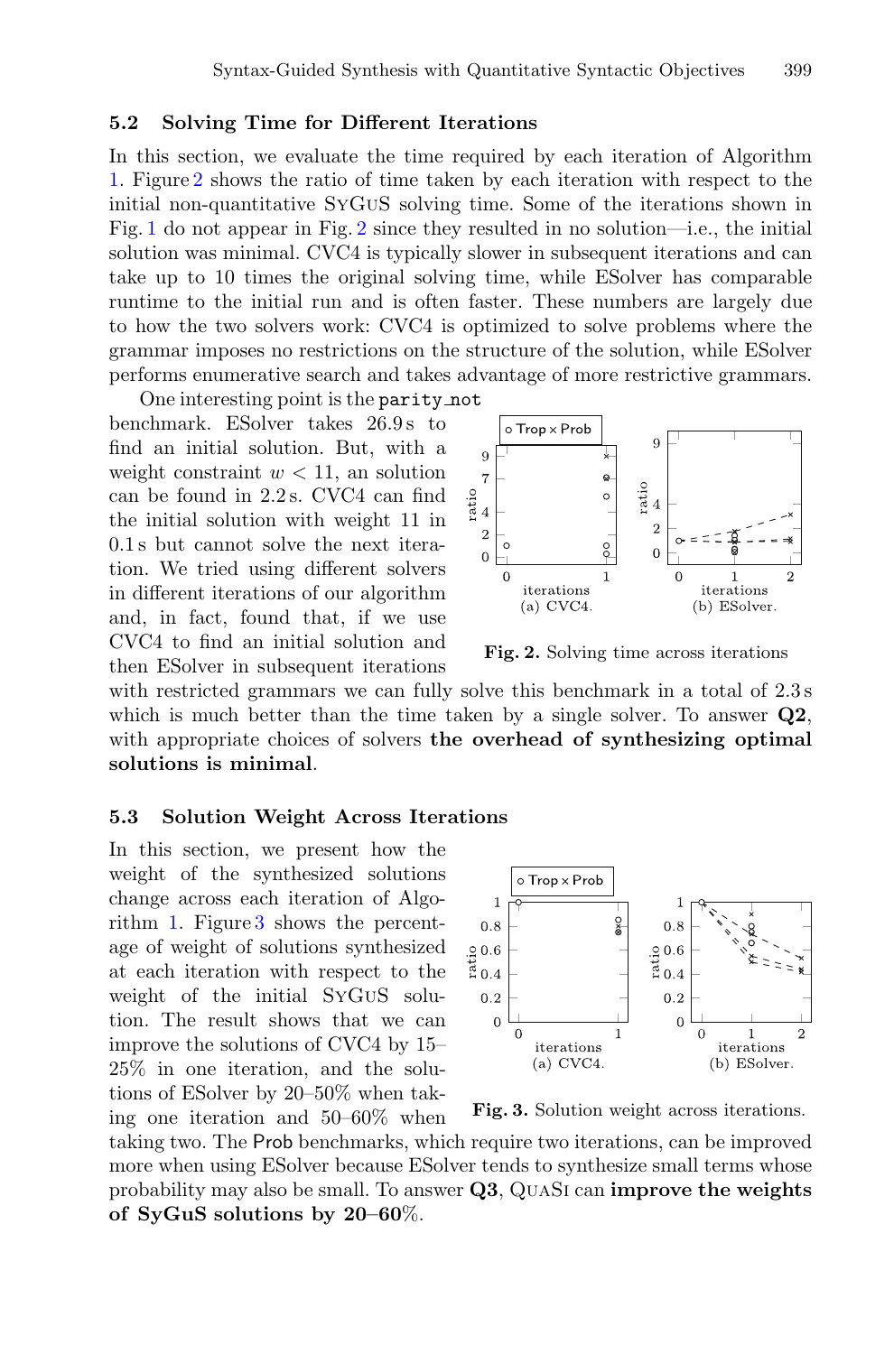### 5.2 Solving Time for Different Iterations

In this section, we evaluate the time required by each iteration of Algorithm 1. Figure 2 shows the ratio of time taken by each iteration with respect to the initial non-quantitative SyGuS solving time. Some of the iterations shown in Fig. 1 do not appear in Fig. 2 since they resulted in no solution—i.e., the initial solution was minimal. CVC4 is typically slower in subsequent iterations and can take up to 10 times the original solving time, while ESolver has comparable runtime to the initial run and is often faster. These numbers are largely due to how the two solvers work: CVC4 is optimized to solve problems where the grammar imposes no restrictions on the structure of the solution, while ESolver performs enumerative search and takes advantage of more restrictive grammars.

One interesting point is the `parity_not` benchmark. ESolver takes 26.9 s to find an initial solution. But, with a weight constraint $w < 11$, an solution can be found in 2.2 s. CVC4 can find the initial solution with weight 11 in 0.1 s but cannot solve the next iteration. We tried using different solvers in different iterations of our algorithm and, in fact, found that, if we use CVC4 to find an initial solution and then ESolver in subsequent iterations with restricted grammars we can fully solve this benchmark in a total of 2.3 s which is much better than the time taken by a single solver. To answer **Q2**, with appropriate choices of solvers **the overhead of synthesizing optimal solutions is minimal**.

**Fig. 2.** Solving time across iterations

### 5.3 Solution Weight Across Iterations

In this section, we present how the weight of the synthesized solutions change across each iteration of Algorithm 1. Figure 3 shows the percentage of weight of solutions synthesized at each iteration with respect to the weight of the initial SyGuS solution. The result shows that we can improve the solutions of CVC4 by 15–25% in one iteration, and the solutions of ESolver by 20–50% when taking one iteration and 50–60% when taking two. The Prob benchmarks, which require two iterations, can be improved more when using ESolver because ESolver tends to synthesize small terms whose probability may also be small. To answer **Q3**, QuaSi can **improve the weights of SyGuS solutions by 20–60%**.

**Fig. 3.** Solution weight across iterations.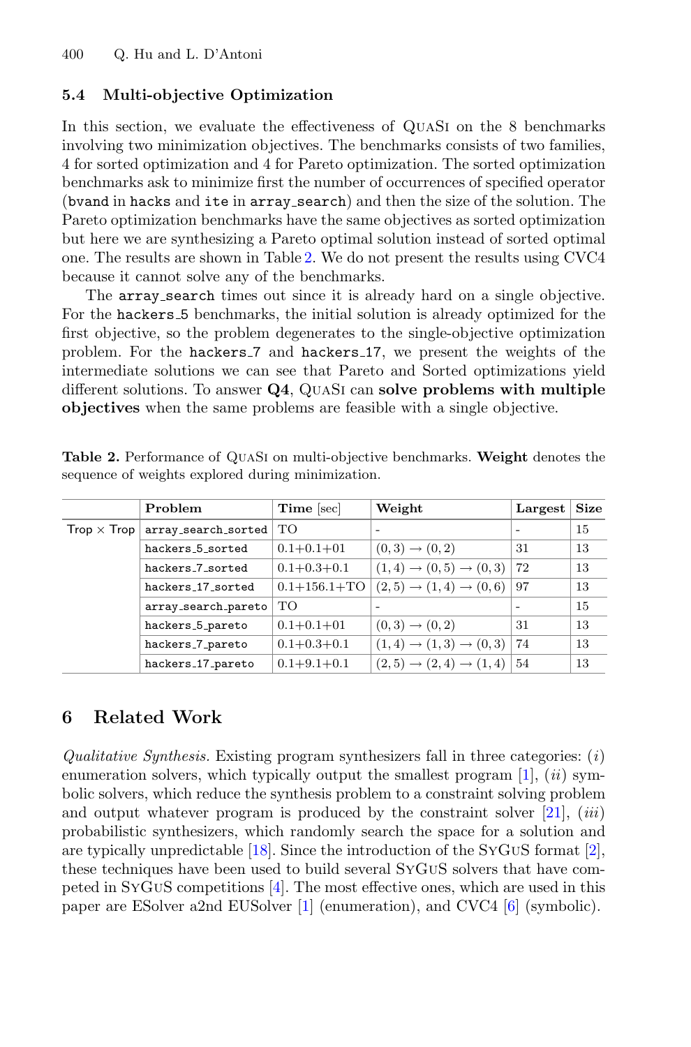### 5.4 Multi-objective Optimization

In this section, we evaluate the effectiveness of QuaSi on the 8 benchmarks involving two minimization objectives. The benchmarks consists of two families, 4 for sorted optimization and 4 for Pareto optimization. The sorted optimization benchmarks ask to minimize first the number of occurrences of specified operator (`bvand` in `hacks` and `ite` in `array_search`) and then the size of the solution. The Pareto optimization benchmarks have the same objectives as sorted optimization but here we are synthesizing a Pareto optimal solution instead of sorted optimal one. The results are shown in Table 2. We do not present the results using CVC4 because it cannot solve any of the benchmarks.

The `array_search` times out since it is already hard on a single objective. For the `hackers_5` benchmarks, the initial solution is already optimized for the first objective, so the problem degenerates to the single-objective optimization problem. For the `hackers_7` and `hackers_17`, we present the weights of the intermediate solutions we can see that Pareto and Sorted optimizations yield different solutions. To answer **Q4**, QuaSi can **solve problems with multiple objectives** when the same problems are feasible with a single objective.

**Table 2.** Performance of QuaSi on multi-objective benchmarks. **Weight** denotes the sequence of weights explored during minimization.

| | Problem | Time [sec] | Weight | Largest | Size |
|---|---|---|---|---|---|
| Trop × Trop | `array_search_sorted` | TO | - | - | 15 |
| | `hackers_5_sorted` | 0.1+0.1+01 | $(0,3) \to (0,2)$ | 31 | 13 |
| | `hackers_7_sorted` | 0.1+0.3+0.1 | $(1,4) \to (0,5) \to (0,3)$ | 72 | 13 |
| | `hackers_17_sorted` | 0.1+156.1+TO | $(2,5) \to (1,4) \to (0,6)$ | 97 | 13 |
| | `array_search_pareto` | TO | - | - | 15 |
| | `hackers_5_pareto` | 0.1+0.1+01 | $(0,3) \to (0,2)$ | 31 | 13 |
| | `hackers_7_pareto` | 0.1+0.3+0.1 | $(1,4) \to (1,3) \to (0,3)$ | 74 | 13 |
| | `hackers_17_pareto` | 0.1+9.1+0.1 | $(2,5) \to (2,4) \to (1,4)$ | 54 | 13 |

## 6 Related Work

*Qualitative Synthesis.* Existing program synthesizers fall in three categories: (*i*) enumeration solvers, which typically output the smallest program [1], (*ii*) symbolic solvers, which reduce the synthesis problem to a constraint solving problem and output whatever program is produced by the constraint solver [21], (*iii*) probabilistic synthesizers, which randomly search the space for a solution and are typically unpredictable [18]. Since the introduction of the SyGuS format [2], these techniques have been used to build several SyGuS solvers that have competed in SyGuS competitions [4]. The most effective ones, which are used in this paper are ESolver a2nd EUSolver [1] (enumeration), and CVC4 [6] (symbolic).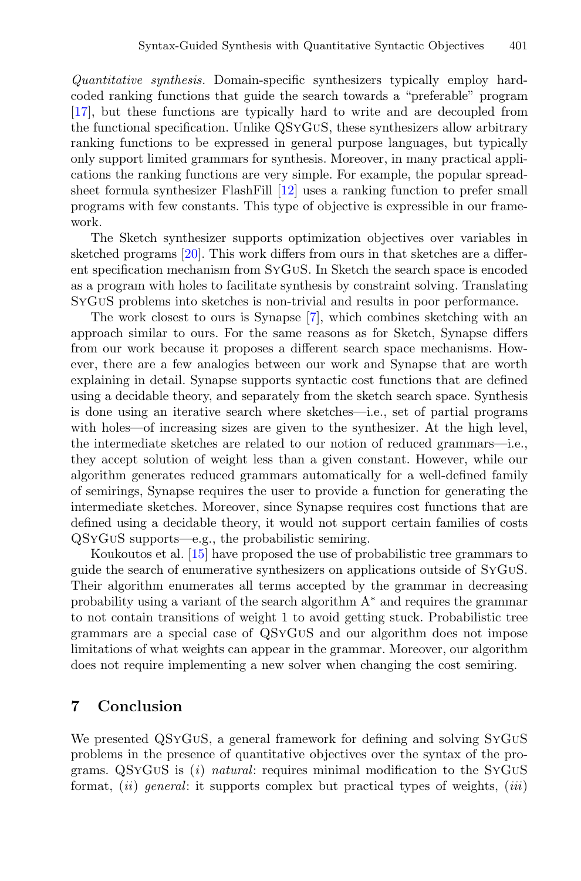*Quantitative synthesis.* Domain-specific synthesizers typically employ hard-coded ranking functions that guide the search towards a "preferable" program [17], but these functions are typically hard to write and are decoupled from the functional specification. Unlike QSyGuS, these synthesizers allow arbitrary ranking functions to be expressed in general purpose languages, but typically only support limited grammars for synthesis. Moreover, in many practical applications the ranking functions are very simple. For example, the popular spreadsheet formula synthesizer FlashFill [12] uses a ranking function to prefer small programs with few constants. This type of objective is expressible in our framework.

The Sketch synthesizer supports optimization objectives over variables in sketched programs [20]. This work differs from ours in that sketches are a different specification mechanism from SyGuS. In Sketch the search space is encoded as a program with holes to facilitate synthesis by constraint solving. Translating SyGuS problems into sketches is non-trivial and results in poor performance.

The work closest to ours is Synapse [7], which combines sketching with an approach similar to ours. For the same reasons as for Sketch, Synapse differs from our work because it proposes a different search space mechanisms. However, there are a few analogies between our work and Synapse that are worth explaining in detail. Synapse supports syntactic cost functions that are defined using a decidable theory, and separately from the sketch search space. Synthesis is done using an iterative search where sketches—i.e., set of partial programs with holes—of increasing sizes are given to the synthesizer. At the high level, the intermediate sketches are related to our notion of reduced grammars—i.e., they accept solution of weight less than a given constant. However, while our algorithm generates reduced grammars automatically for a well-defined family of semirings, Synapse requires the user to provide a function for generating the intermediate sketches. Moreover, since Synapse requires cost functions that are defined using a decidable theory, it would not support certain families of costs QSyGuS supports—e.g., the probabilistic semiring.

Koukoutos et al. [15] have proposed the use of probabilistic tree grammars to guide the search of enumerative synthesizers on applications outside of SyGuS. Their algorithm enumerates all terms accepted by the grammar in decreasing probability using a variant of the search algorithm $A^*$ and requires the grammar to not contain transitions of weight 1 to avoid getting stuck. Probabilistic tree grammars are a special case of QSyGuS and our algorithm does not impose limitations of what weights can appear in the grammar. Moreover, our algorithm does not require implementing a new solver when changing the cost semiring.

## 7 Conclusion

We presented QSyGuS, a general framework for defining and solving SyGuS problems in the presence of quantitative objectives over the syntax of the programs. QSyGuS is (*i*) *natural*: requires minimal modification to the SyGuS format, (*ii*) *general*: it supports complex but practical types of weights, (*iii*)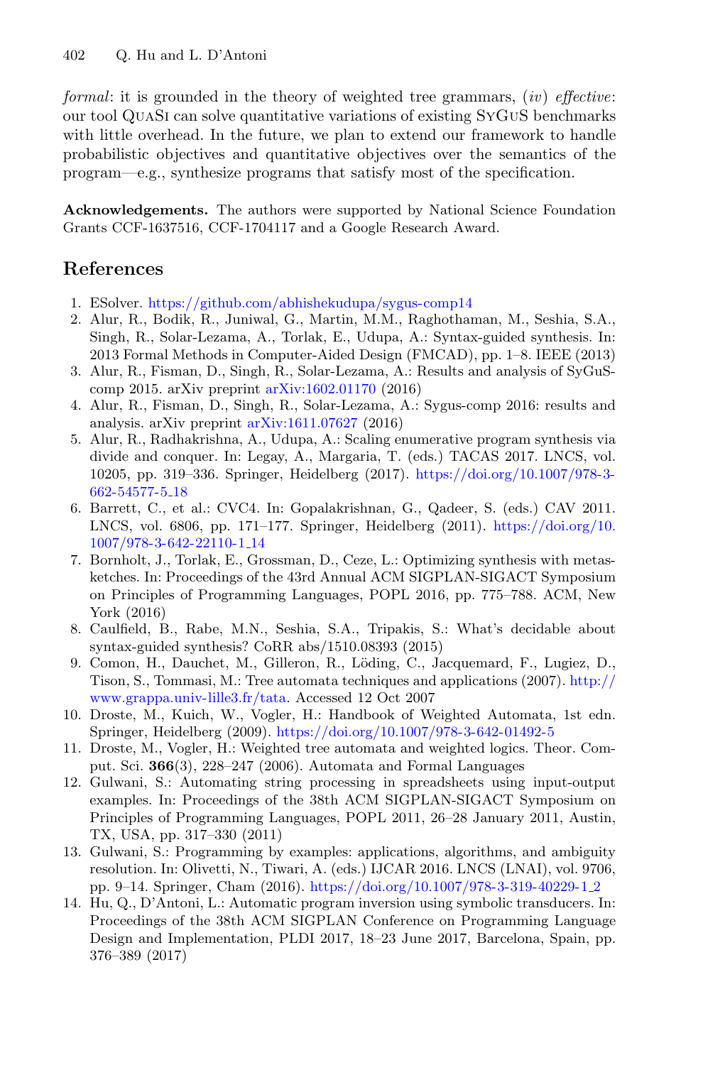*formal*: it is grounded in the theory of weighted tree grammars, (*iv*) *effective*: our tool QuaSi can solve quantitative variations of existing SyGuS benchmarks with little overhead. In the future, we plan to extend our framework to handle probabilistic objectives and quantitative objectives over the semantics of the program—e.g., synthesize programs that satisfy most of the specification.

**Acknowledgements.** The authors were supported by National Science Foundation Grants CCF-1637516, CCF-1704117 and a Google Research Award.

## References

1. ESolver. https://github.com/abhishekudupa/sygus-comp14
2. Alur, R., Bodik, R., Juniwal, G., Martin, M.M., Raghothaman, M., Seshia, S.A., Singh, R., Solar-Lezama, A., Torlak, E., Udupa, A.: Syntax-guided synthesis. In: 2013 Formal Methods in Computer-Aided Design (FMCAD), pp. 1–8. IEEE (2013)
3. Alur, R., Fisman, D., Singh, R., Solar-Lezama, A.: Results and analysis of SyGuS-comp 2015. arXiv preprint arXiv:1602.01170 (2016)
4. Alur, R., Fisman, D., Singh, R., Solar-Lezama, A.: Sygus-comp 2016: results and analysis. arXiv preprint arXiv:1611.07627 (2016)
5. Alur, R., Radhakrishna, A., Udupa, A.: Scaling enumerative program synthesis via divide and conquer. In: Legay, A., Margaria, T. (eds.) TACAS 2017. LNCS, vol. 10205, pp. 319–336. Springer, Heidelberg (2017). https://doi.org/10.1007/978-3-662-54577-5_18
6. Barrett, C., et al.: CVC4. In: Gopalakrishnan, G., Qadeer, S. (eds.) CAV 2011. LNCS, vol. 6806, pp. 171–177. Springer, Heidelberg (2011). https://doi.org/10.1007/978-3-642-22110-1_14
7. Bornholt, J., Torlak, E., Grossman, D., Ceze, L.: Optimizing synthesis with metasketches. In: Proceedings of the 43rd Annual ACM SIGPLAN-SIGACT Symposium on Principles of Programming Languages, POPL 2016, pp. 775–788. ACM, New York (2016)
8. Caulfield, B., Rabe, M.N., Seshia, S.A., Tripakis, S.: What's decidable about syntax-guided synthesis? CoRR abs/1510.08393 (2015)
9. Comon, H., Dauchet, M., Gilleron, R., Löding, C., Jacquemard, F., Lugiez, D., Tison, S., Tommasi, M.: Tree automata techniques and applications (2007). http://www.grappa.univ-lille3.fr/tata. Accessed 12 Oct 2007
10. Droste, M., Kuich, W., Vogler, H.: Handbook of Weighted Automata, 1st edn. Springer, Heidelberg (2009). https://doi.org/10.1007/978-3-642-01492-5
11. Droste, M., Vogler, H.: Weighted tree automata and weighted logics. Theor. Comput. Sci. **366**(3), 228–247 (2006). Automata and Formal Languages
12. Gulwani, S.: Automating string processing in spreadsheets using input-output examples. In: Proceedings of the 38th ACM SIGPLAN-SIGACT Symposium on Principles of Programming Languages, POPL 2011, 26–28 January 2011, Austin, TX, USA, pp. 317–330 (2011)
13. Gulwani, S.: Programming by examples: applications, algorithms, and ambiguity resolution. In: Olivetti, N., Tiwari, A. (eds.) IJCAR 2016. LNCS (LNAI), vol. 9706, pp. 9–14. Springer, Cham (2016). https://doi.org/10.1007/978-3-319-40229-1_2
14. Hu, Q., D'Antoni, L.: Automatic program inversion using symbolic transducers. In: Proceedings of the 38th ACM SIGPLAN Conference on Programming Language Design and Implementation, PLDI 2017, 18–23 June 2017, Barcelona, Spain, pp. 376–389 (2017)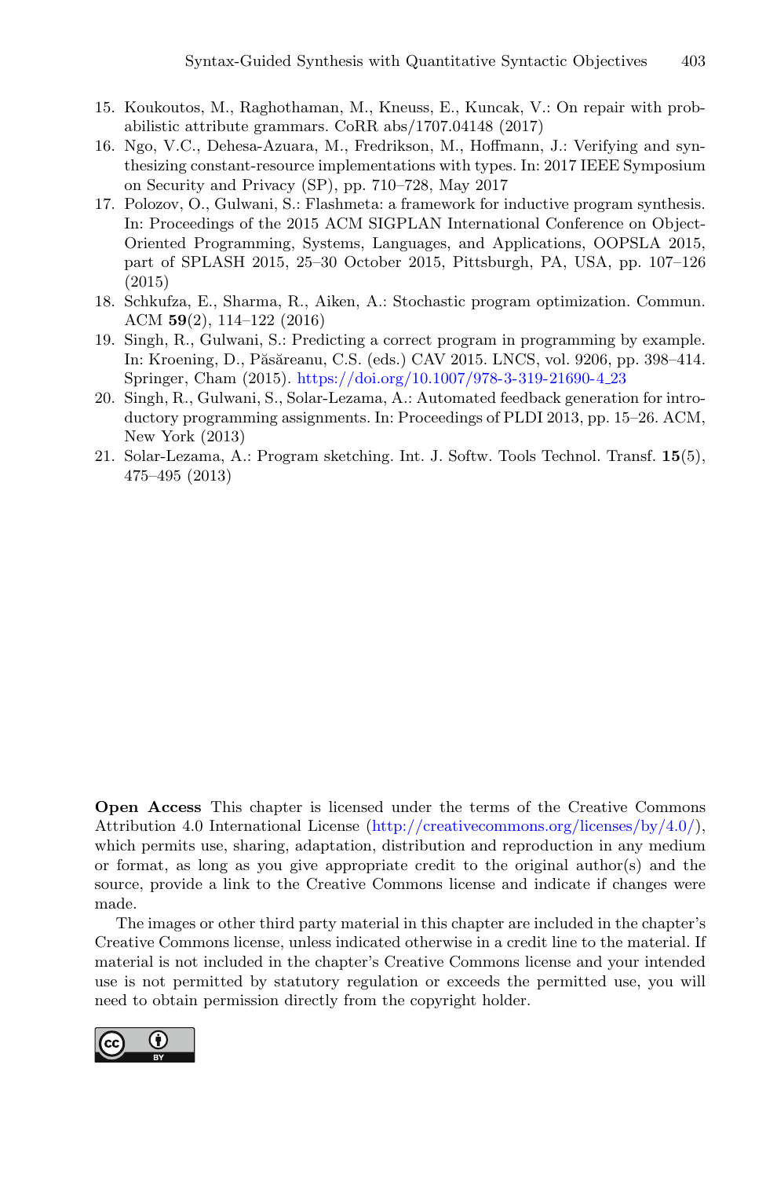15. Koukoutos, M., Raghothaman, M., Kneuss, E., Kuncak, V.: On repair with probabilistic attribute grammars. CoRR abs/1707.04148 (2017)
16. Ngo, V.C., Dehesa-Azuara, M., Fredrikson, M., Hoffmann, J.: Verifying and synthesizing constant-resource implementations with types. In: 2017 IEEE Symposium on Security and Privacy (SP), pp. 710–728, May 2017
17. Polozov, O., Gulwani, S.: Flashmeta: a framework for inductive program synthesis. In: Proceedings of the 2015 ACM SIGPLAN International Conference on Object-Oriented Programming, Systems, Languages, and Applications, OOPSLA 2015, part of SPLASH 2015, 25–30 October 2015, Pittsburgh, PA, USA, pp. 107–126 (2015)
18. Schkufza, E., Sharma, R., Aiken, A.: Stochastic program optimization. Commun. ACM **59**(2), 114–122 (2016)
19. Singh, R., Gulwani, S.: Predicting a correct program in programming by example. In: Kroening, D., Păsăreanu, C.S. (eds.) CAV 2015. LNCS, vol. 9206, pp. 398–414. Springer, Cham (2015). https://doi.org/10.1007/978-3-319-21690-4_23
20. Singh, R., Gulwani, S., Solar-Lezama, A.: Automated feedback generation for introductory programming assignments. In: Proceedings of PLDI 2013, pp. 15–26. ACM, New York (2013)
21. Solar-Lezama, A.: Program sketching. Int. J. Softw. Tools Technol. Transf. **15**(5), 475–495 (2013)

**Open Access** This chapter is licensed under the terms of the Creative Commons Attribution 4.0 International License (http://creativecommons.org/licenses/by/4.0/), which permits use, sharing, adaptation, distribution and reproduction in any medium or format, as long as you give appropriate credit to the original author(s) and the source, provide a link to the Creative Commons license and indicate if changes were made.

The images or other third party material in this chapter are included in the chapter's Creative Commons license, unless indicated otherwise in a credit line to the material. If material is not included in the chapter's Creative Commons license and your intended use is not permitted by statutory regulation or exceeds the permitted use, you will need to obtain permission directly from the copyright holder.